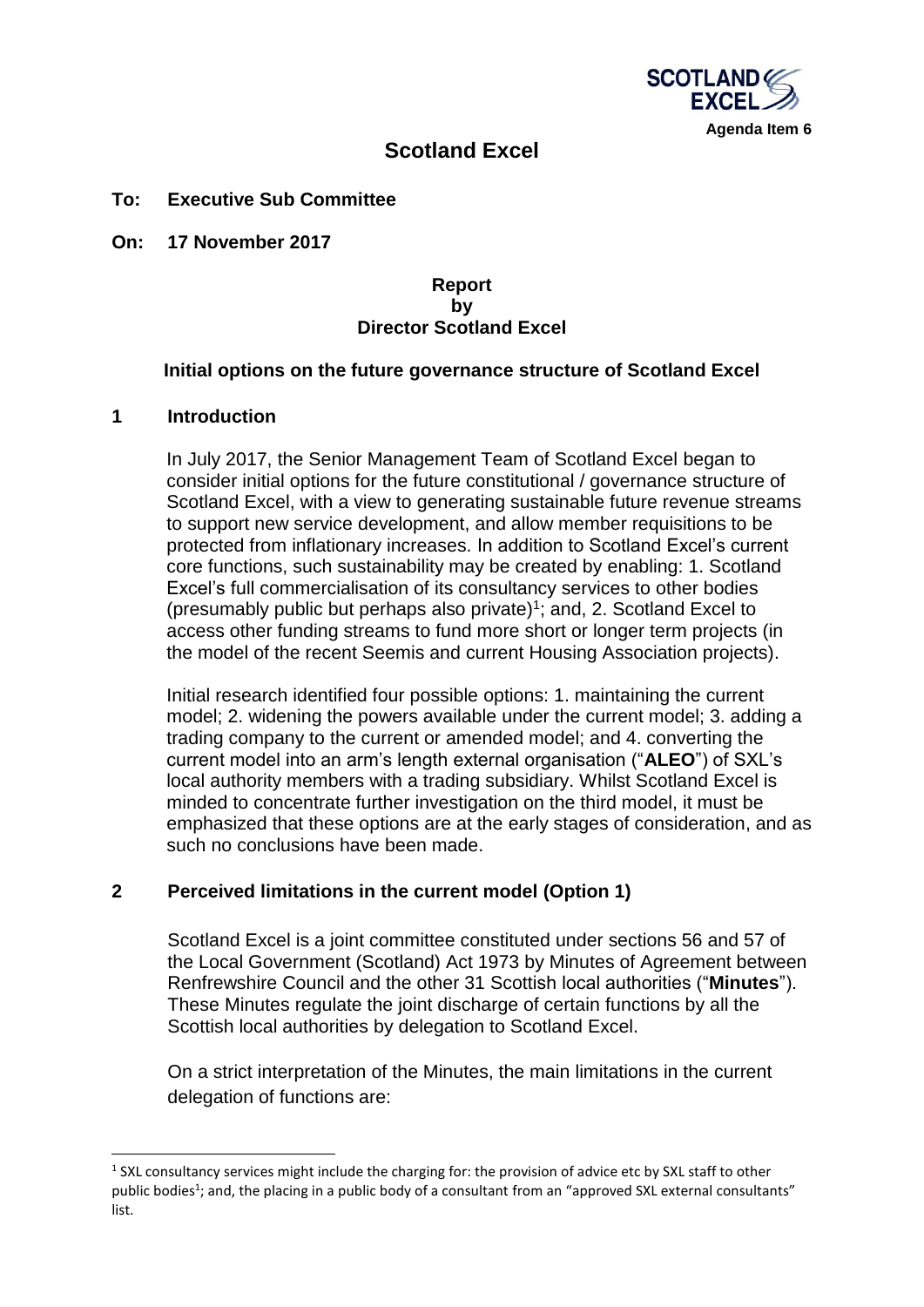Agenda Item 6

# Scotland Excel

**To: Executive Sub Committee**

**On: 17 November 2017**

**Report**
**by**
**Director Scotland Excel**

## Initial options on the future governance structure of Scotland Excel

## 1 Introduction

In July 2017, the Senior Management Team of Scotland Excel began to consider initial options for the future constitutional / governance structure of Scotland Excel, with a view to generating sustainable future revenue streams to support new service development, and allow member requisitions to be protected from inflationary increases. In addition to Scotland Excel's current core functions, such sustainability may be created by enabling: 1. Scotland Excel's full commercialisation of its consultancy services to other bodies (presumably public but perhaps also private)[1]; and, 2. Scotland Excel to access other funding streams to fund more short or longer term projects (in the model of the recent Seemis and current Housing Association projects).

Initial research identified four possible options: 1. maintaining the current model; 2. widening the powers available under the current model; 3. adding a trading company to the current or amended model; and 4. converting the current model into an arm's length external organisation ("**ALEO**") of SXL's local authority members with a trading subsidiary. Whilst Scotland Excel is minded to concentrate further investigation on the third model, it must be emphasized that these options are at the early stages of consideration, and as such no conclusions have been made.

## 2 Perceived limitations in the current model (Option 1)

Scotland Excel is a joint committee constituted under sections 56 and 57 of the Local Government (Scotland) Act 1973 by Minutes of Agreement between Renfrewshire Council and the other 31 Scottish local authorities ("**Minutes**"). These Minutes regulate the joint discharge of certain functions by all the Scottish local authorities by delegation to Scotland Excel.

On a strict interpretation of the Minutes, the main limitations in the current delegation of functions are:

---

[1] SXL consultancy services might include the charging for: the provision of advice etc by SXL staff to other public bodies[1]; and, the placing in a public body of a consultant from an "approved SXL external consultants" list.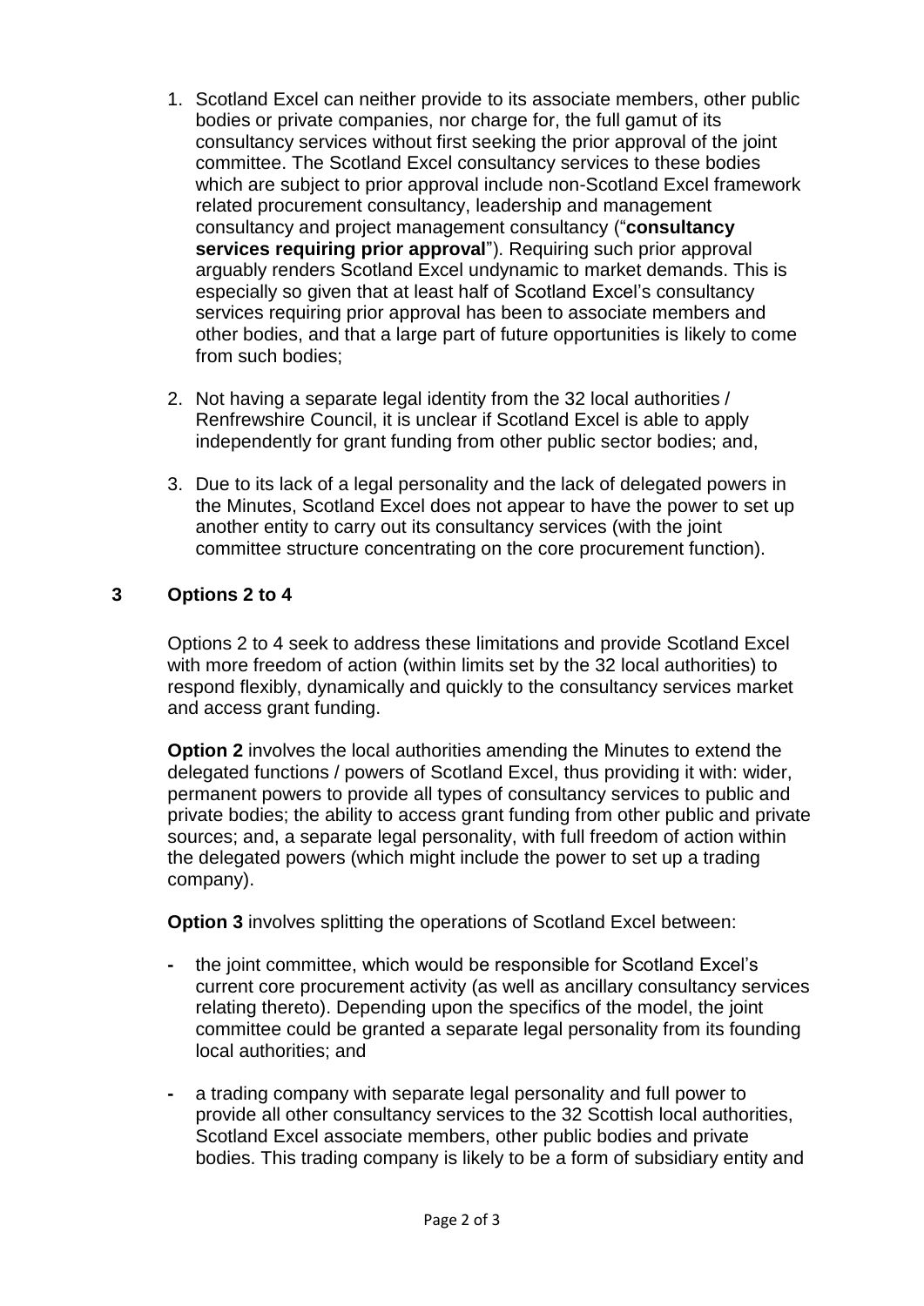1. Scotland Excel can neither provide to its associate members, other public bodies or private companies, nor charge for, the full gamut of its consultancy services without first seeking the prior approval of the joint committee. The Scotland Excel consultancy services to these bodies which are subject to prior approval include non-Scotland Excel framework related procurement consultancy, leadership and management consultancy and project management consultancy ("**consultancy services requiring prior approval**"). Requiring such prior approval arguably renders Scotland Excel undynamic to market demands. This is especially so given that at least half of Scotland Excel's consultancy services requiring prior approval has been to associate members and other bodies, and that a large part of future opportunities is likely to come from such bodies;

2. Not having a separate legal identity from the 32 local authorities / Renfrewshire Council, it is unclear if Scotland Excel is able to apply independently for grant funding from other public sector bodies; and,

3. Due to its lack of a legal personality and the lack of delegated powers in the Minutes, Scotland Excel does not appear to have the power to set up another entity to carry out its consultancy services (with the joint committee structure concentrating on the core procurement function).

## 3 Options 2 to 4

Options 2 to 4 seek to address these limitations and provide Scotland Excel with more freedom of action (within limits set by the 32 local authorities) to respond flexibly, dynamically and quickly to the consultancy services market and access grant funding.

**Option 2** involves the local authorities amending the Minutes to extend the delegated functions / powers of Scotland Excel, thus providing it with: wider, permanent powers to provide all types of consultancy services to public and private bodies; the ability to access grant funding from other public and private sources; and, a separate legal personality, with full freedom of action within the delegated powers (which might include the power to set up a trading company).

**Option 3** involves splitting the operations of Scotland Excel between:

- the joint committee, which would be responsible for Scotland Excel's current core procurement activity (as well as ancillary consultancy services relating thereto). Depending upon the specifics of the model, the joint committee could be granted a separate legal personality from its founding local authorities; and

- a trading company with separate legal personality and full power to provide all other consultancy services to the 32 Scottish local authorities, Scotland Excel associate members, other public bodies and private bodies. This trading company is likely to be a form of subsidiary entity and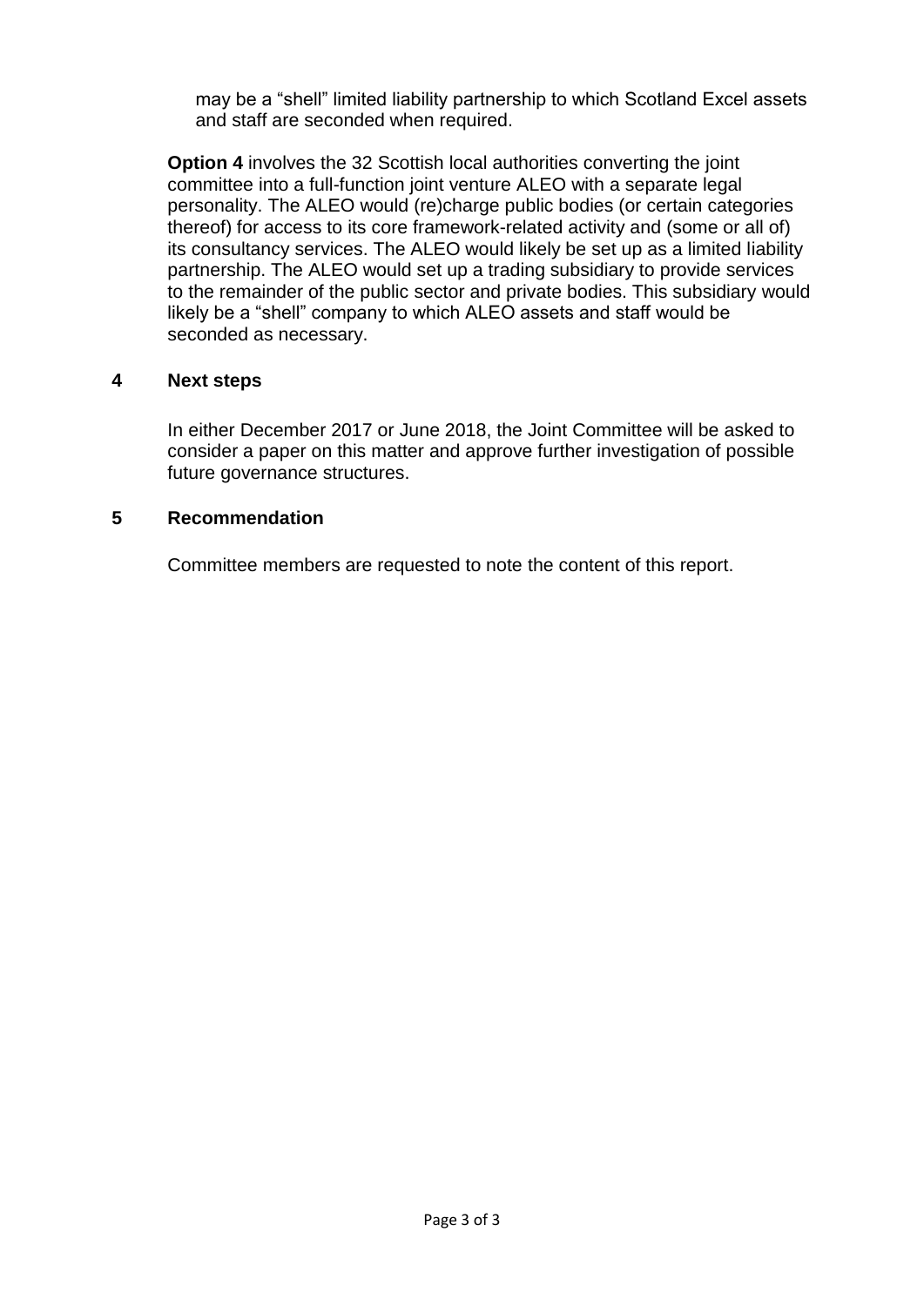may be a "shell" limited liability partnership to which Scotland Excel assets and staff are seconded when required.

**Option 4** involves the 32 Scottish local authorities converting the joint committee into a full-function joint venture ALEO with a separate legal personality. The ALEO would (re)charge public bodies (or certain categories thereof) for access to its core framework-related activity and (some or all of) its consultancy services. The ALEO would likely be set up as a limited liability partnership. The ALEO would set up a trading subsidiary to provide services to the remainder of the public sector and private bodies. This subsidiary would likely be a "shell" company to which ALEO assets and staff would be seconded as necessary.

## 4 Next steps

In either December 2017 or June 2018, the Joint Committee will be asked to consider a paper on this matter and approve further investigation of possible future governance structures.

## 5 Recommendation

Committee members are requested to note the content of this report.